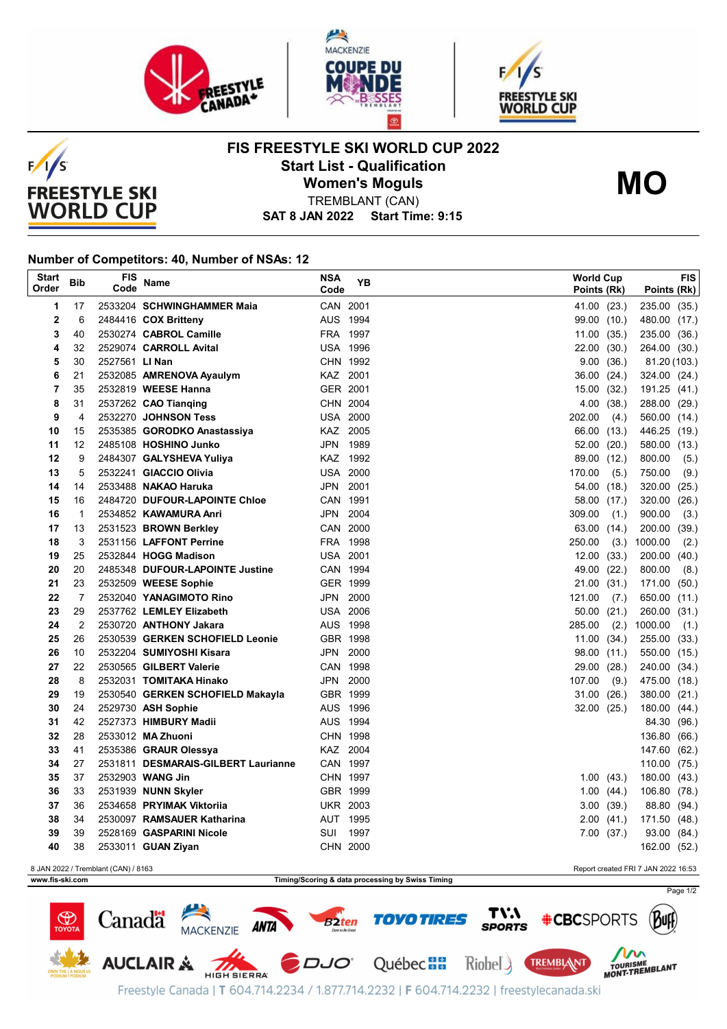# FIS FREESTYLE SKI WORLD CUP 2022

## Start List - Qualification

## Women's Moguls

TREMBLANT (CAN)

**SAT 8 JAN 2022 Start Time: 9:15**

**MO**

### Number of Competitors: 40, Number of NSAs: 12

| Start Order | Bib | FIS Code | Name | NSA Code | YB | World Cup Points (Rk) | FIS Points (Rk) |
|---|---|---|---|---|---|---|---|
| 1 | 17 | 2533204 | **SCHWINGHAMMER Maia** | CAN | 2001 | 41.00 (23.) | 235.00 (35.) |
| 2 | 6 | 2484416 | **COX Britteny** | AUS | 1994 | 99.00 (10.) | 480.00 (17.) |
| 3 | 40 | 2530274 | **CABROL Camille** | FRA | 1997 | 11.00 (35.) | 235.00 (36.) |
| 4 | 32 | 2529074 | **CARROLL Avital** | USA | 1996 | 22.00 (30.) | 264.00 (30.) |
| 5 | 30 | 2527561 | **LI Nan** | CHN | 1992 | 9.00 (36.) | 81.20 (103.) |
| 6 | 21 | 2532085 | **AMRENOVA Ayaulym** | KAZ | 2001 | 36.00 (24.) | 324.00 (24.) |
| 7 | 35 | 2532819 | **WEESE Hanna** | GER | 2001 | 15.00 (32.) | 191.25 (41.) |
| 8 | 31 | 2537262 | **CAO Tianqing** | CHN | 2004 | 4.00 (38.) | 288.00 (29.) |
| 9 | 4 | 2532270 | **JOHNSON Tess** | USA | 2000 | 202.00 (4.) | 560.00 (14.) |
| 10 | 15 | 2535385 | **GORODKO Anastassiya** | KAZ | 2005 | 66.00 (13.) | 446.25 (19.) |
| 11 | 12 | 2485108 | **HOSHINO Junko** | JPN | 1989 | 52.00 (20.) | 580.00 (13.) |
| 12 | 9 | 2484307 | **GALYSHEVA Yuliya** | KAZ | 1992 | 89.00 (12.) | 800.00 (5.) |
| 13 | 5 | 2532241 | **GIACCIO Olivia** | USA | 2000 | 170.00 (5.) | 750.00 (9.) |
| 14 | 14 | 2533488 | **NAKAO Haruka** | JPN | 2001 | 54.00 (18.) | 320.00 (25.) |
| 15 | 16 | 2484720 | **DUFOUR-LAPOINTE Chloe** | CAN | 1991 | 58.00 (17.) | 320.00 (26.) |
| 16 | 1 | 2534852 | **KAWAMURA Anri** | JPN | 2004 | 309.00 (1.) | 900.00 (3.) |
| 17 | 13 | 2531523 | **BROWN Berkley** | CAN | 2000 | 63.00 (14.) | 200.00 (39.) |
| 18 | 3 | 2531156 | **LAFFONT Perrine** | FRA | 1998 | 250.00 (3.) | 1000.00 (2.) |
| 19 | 25 | 2532844 | **HOGG Madison** | USA | 2001 | 12.00 (33.) | 200.00 (40.) |
| 20 | 20 | 2485348 | **DUFOUR-LAPOINTE Justine** | CAN | 1994 | 49.00 (22.) | 800.00 (8.) |
| 21 | 23 | 2532509 | **WEESE Sophie** | GER | 1999 | 21.00 (31.) | 171.00 (50.) |
| 22 | 7 | 2532040 | **YANAGIMOTO Rino** | JPN | 2000 | 121.00 (7.) | 650.00 (11.) |
| 23 | 29 | 2537762 | **LEMLEY Elizabeth** | USA | 2006 | 50.00 (21.) | 260.00 (31.) |
| 24 | 2 | 2530720 | **ANTHONY Jakara** | AUS | 1998 | 285.00 (2.) | 1000.00 (1.) |
| 25 | 26 | 2530539 | **GERKEN SCHOFIELD Leonie** | GBR | 1998 | 11.00 (34.) | 255.00 (33.) |
| 26 | 10 | 2532204 | **SUMIYOSHI Kisara** | JPN | 2000 | 98.00 (11.) | 550.00 (15.) |
| 27 | 22 | 2530565 | **GILBERT Valerie** | CAN | 1998 | 29.00 (28.) | 240.00 (34.) |
| 28 | 8 | 2532031 | **TOMITAKA Hinako** | JPN | 2000 | 107.00 (9.) | 475.00 (18.) |
| 29 | 19 | 2530540 | **GERKEN SCHOFIELD Makayla** | GBR | 1999 | 31.00 (26.) | 380.00 (21.) |
| 30 | 24 | 2529730 | **ASH Sophie** | AUS | 1996 | 32.00 (25.) | 180.00 (44.) |
| 31 | 42 | 2527373 | **HIMBURY Madii** | AUS | 1994 | | 84.30 (96.) |
| 32 | 28 | 2533012 | **MA Zhuoni** | CHN | 1998 | | 136.80 (66.) |
| 33 | 41 | 2535386 | **GRAUR Olessya** | KAZ | 2004 | | 147.60 (62.) |
| 34 | 27 | 2531811 | **DESMARAIS-GILBERT Laurianne** | CAN | 1997 | | 110.00 (75.) |
| 35 | 37 | 2532903 | **WANG Jin** | CHN | 1997 | 1.00 (43.) | 180.00 (43.) |
| 36 | 33 | 2531939 | **NUNN Skyler** | GBR | 1999 | 1.00 (44.) | 106.80 (78.) |
| 37 | 36 | 2534658 | **PRYIMAK Viktoriia** | UKR | 2003 | 3.00 (39.) | 88.80 (94.) |
| 38 | 34 | 2530097 | **RAMSAUER Katharina** | AUT | 1995 | 2.00 (41.) | 171.50 (48.) |
| 39 | 39 | 2528169 | **GASPARINI Nicole** | SUI | 1997 | 7.00 (37.) | 93.00 (84.) |
| 40 | 38 | 2533011 | **GUAN Ziyan** | CHN | 2000 | | 162.00 (52.) |

8 JAN 2022 / Tremblant (CAN) / 8163

Report created FRI 7 JAN 2022 16:53

www.fis-ski.com

Timing/Scoring & data processing by Swiss Timing

Freestyle Canada | T 604.714.2234 / 1.877.714.2232 | F 604.714.2232 | freestylecanada.ski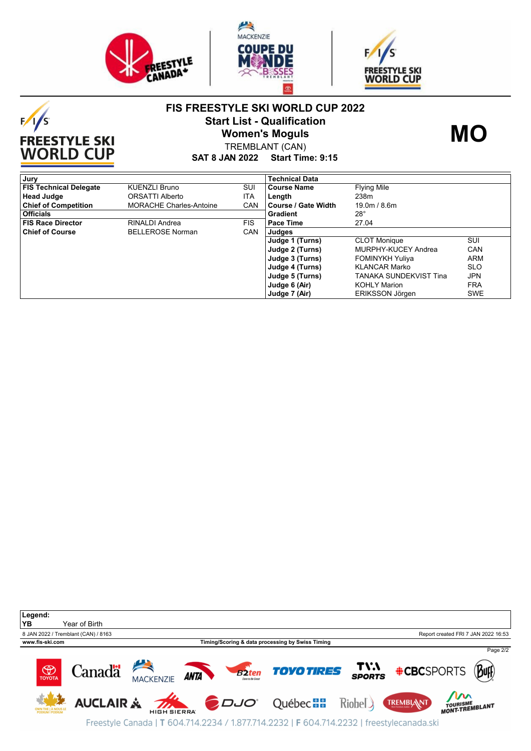# FIS FREESTYLE SKI WORLD CUP 2022

## Start List - Qualification

## Women's Moguls

TREMBLANT (CAN)

**SAT 8 JAN 2022 Start Time: 9:15**

**MO**

| Jury | | |
|---|---|---|
| **FIS Technical Delegate** | KUENZLI Bruno | SUI |
| **Head Judge** | ORSATTI Alberto | ITA |
| **Chief of Competition** | MORACHE Charles-Antoine | CAN |
| **Officials** | | |
| **FIS Race Director** | RINALDI Andrea | FIS |
| **Chief of Course** | BELLEROSE Norman | CAN |

| Technical Data | | |
|---|---|---|
| **Course Name** | Flying Mile | |
| **Length** | 238m | |
| **Course / Gate Width** | 19.0m / 8.6m | |
| **Gradient** | 28° | |
| **Pace Time** | 27.04 | |
| **Judges** | | |
| **Judge 1 (Turns)** | CLOT Monique | SUI |
| **Judge 2 (Turns)** | MURPHY-KUCEY Andrea | CAN |
| **Judge 3 (Turns)** | FOMINYKH Yuliya | ARM |
| **Judge 4 (Turns)** | KLANCAR Marko | SLO |
| **Judge 5 (Turns)** | TANAKA SUNDEKVIST Tina | JPN |
| **Judge 6 (Air)** | KOHLY Marion | FRA |
| **Judge 7 (Air)** | ERIKSSON Jörgen | SWE |

**Legend:**
**YB** Year of Birth

8 JAN 2022 / Tremblant (CAN) / 8163

Report created FRI 7 JAN 2022 16:53

www.fis-ski.com

Timing/Scoring & data processing by Swiss Timing

Freestyle Canada | T 604.714.2234 / 1.877.714.2232 | F 604.714.2232 | freestylecanada.ski